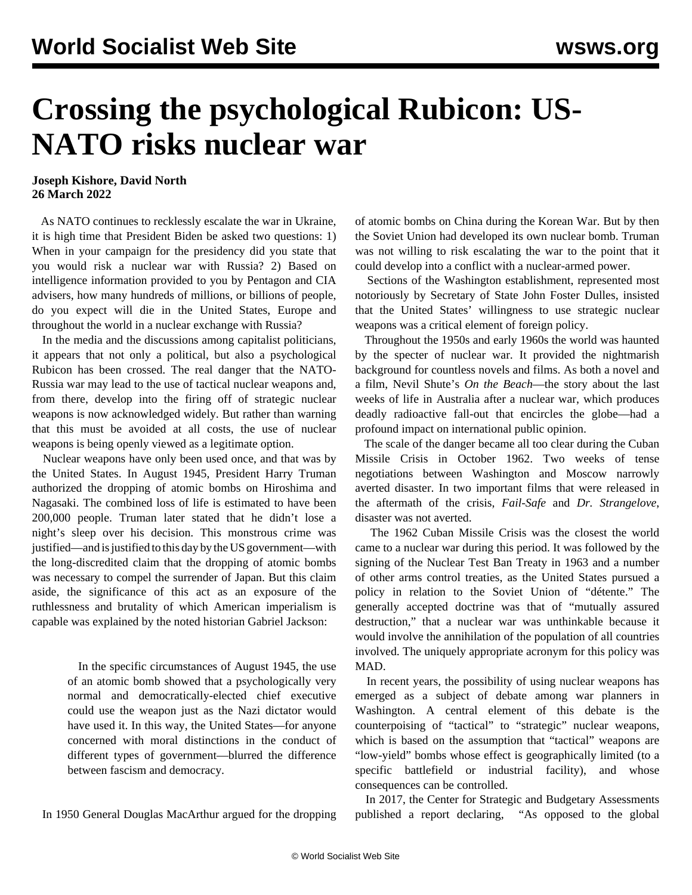# Crossing the psychological Rubicon: US-NATO risks nuclear war

**Joseph Kishore, David North**
**26 March 2022**

As NATO continues to recklessly escalate the war in Ukraine, it is high time that President Biden be asked two questions: 1) When in your campaign for the presidency did you state that you would risk a nuclear war with Russia? 2) Based on intelligence information provided to you by Pentagon and CIA advisers, how many hundreds of millions, or billions of people, do you expect will die in the United States, Europe and throughout the world in a nuclear exchange with Russia?

In the media and the discussions among capitalist politicians, it appears that not only a political, but also a psychological Rubicon has been crossed. The real danger that the NATO-Russia war may lead to the use of tactical nuclear weapons and, from there, develop into the firing off of strategic nuclear weapons is now acknowledged widely. But rather than warning that this must be avoided at all costs, the use of nuclear weapons is being openly viewed as a legitimate option.

Nuclear weapons have only been used once, and that was by the United States. In August 1945, President Harry Truman authorized the dropping of atomic bombs on Hiroshima and Nagasaki. The combined loss of life is estimated to have been 200,000 people. Truman later stated that he didn't lose a night's sleep over his decision. This monstrous crime was justified—and is justified to this day by the US government—with the long-discredited claim that the dropping of atomic bombs was necessary to compel the surrender of Japan. But this claim aside, the significance of this act as an exposure of the ruthlessness and brutality of which American imperialism is capable was explained by the noted historian Gabriel Jackson:

> In the specific circumstances of August 1945, the use of an atomic bomb showed that a psychologically very normal and democratically-elected chief executive could use the weapon just as the Nazi dictator would have used it. In this way, the United States—for anyone concerned with moral distinctions in the conduct of different types of government—blurred the difference between fascism and democracy.

In 1950 General Douglas MacArthur argued for the dropping of atomic bombs on China during the Korean War. But by then the Soviet Union had developed its own nuclear bomb. Truman was not willing to risk escalating the war to the point that it could develop into a conflict with a nuclear-armed power.

Sections of the Washington establishment, represented most notoriously by Secretary of State John Foster Dulles, insisted that the United States' willingness to use strategic nuclear weapons was a critical element of foreign policy.

Throughout the 1950s and early 1960s the world was haunted by the specter of nuclear war. It provided the nightmarish background for countless novels and films. As both a novel and a film, Nevil Shute's *On the Beach*—the story about the last weeks of life in Australia after a nuclear war, which produces deadly radioactive fall-out that encircles the globe—had a profound impact on international public opinion.

The scale of the danger became all too clear during the Cuban Missile Crisis in October 1962. Two weeks of tense negotiations between Washington and Moscow narrowly averted disaster. In two important films that were released in the aftermath of the crisis, *Fail-Safe* and *Dr. Strangelove*, disaster was not averted.

The 1962 Cuban Missile Crisis was the closest the world came to a nuclear war during this period. It was followed by the signing of the Nuclear Test Ban Treaty in 1963 and a number of other arms control treaties, as the United States pursued a policy in relation to the Soviet Union of "détente." The generally accepted doctrine was that of "mutually assured destruction," that a nuclear war was unthinkable because it would involve the annihilation of the population of all countries involved. The uniquely appropriate acronym for this policy was MAD.

In recent years, the possibility of using nuclear weapons has emerged as a subject of debate among war planners in Washington. A central element of this debate is the counterpoising of "tactical" to "strategic" nuclear weapons, which is based on the assumption that "tactical" weapons are "low-yield" bombs whose effect is geographically limited (to a specific battlefield or industrial facility), and whose consequences can be controlled.

In 2017, the Center for Strategic and Budgetary Assessments published a report declaring, "As opposed to the global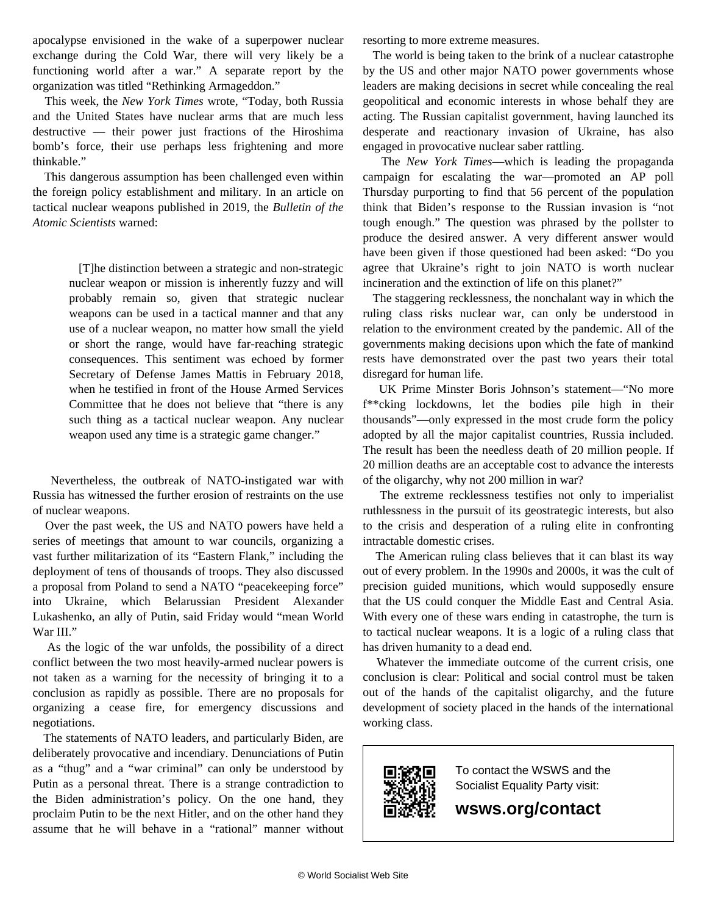apocalypse envisioned in the wake of a superpower nuclear exchange during the Cold War, there will very likely be a functioning world after a war." A separate report by the organization was titled "Rethinking Armageddon."

This week, the *New York Times* wrote, "Today, both Russia and the United States have nuclear arms that are much less destructive — their power just fractions of the Hiroshima bomb's force, their use perhaps less frightening and more thinkable."

This dangerous assumption has been challenged even within the foreign policy establishment and military. In an article on tactical nuclear weapons published in 2019, the *Bulletin of the Atomic Scientists* warned:

> [T]he distinction between a strategic and non-strategic nuclear weapon or mission is inherently fuzzy and will probably remain so, given that strategic nuclear weapons can be used in a tactical manner and that any use of a nuclear weapon, no matter how small the yield or short the range, would have far-reaching strategic consequences. This sentiment was echoed by former Secretary of Defense James Mattis in February 2018, when he testified in front of the House Armed Services Committee that he does not believe that "there is any such thing as a tactical nuclear weapon. Any nuclear weapon used any time is a strategic game changer."

Nevertheless, the outbreak of NATO-instigated war with Russia has witnessed the further erosion of restraints on the use of nuclear weapons.

Over the past week, the US and NATO powers have held a series of meetings that amount to war councils, organizing a vast further militarization of its "Eastern Flank," including the deployment of tens of thousands of troops. They also discussed a proposal from Poland to send a NATO "peacekeeping force" into Ukraine, which Belarussian President Alexander Lukashenko, an ally of Putin, said Friday would "mean World War III."

As the logic of the war unfolds, the possibility of a direct conflict between the two most heavily-armed nuclear powers is not taken as a warning for the necessity of bringing it to a conclusion as rapidly as possible. There are no proposals for organizing a cease fire, for emergency discussions and negotiations.

The statements of NATO leaders, and particularly Biden, are deliberately provocative and incendiary. Denunciations of Putin as a "thug" and a "war criminal" can only be understood by Putin as a personal threat. There is a strange contradiction to the Biden administration's policy. On the one hand, they proclaim Putin to be the next Hitler, and on the other hand they assume that he will behave in a "rational" manner without resorting to more extreme measures.

The world is being taken to the brink of a nuclear catastrophe by the US and other major NATO power governments whose leaders are making decisions in secret while concealing the real geopolitical and economic interests in whose behalf they are acting. The Russian capitalist government, having launched its desperate and reactionary invasion of Ukraine, has also engaged in provocative nuclear saber rattling.

The *New York Times*—which is leading the propaganda campaign for escalating the war—promoted an AP poll Thursday purporting to find that 56 percent of the population think that Biden's response to the Russian invasion is "not tough enough." The question was phrased by the pollster to produce the desired answer. A very different answer would have been given if those questioned had been asked: "Do you agree that Ukraine's right to join NATO is worth nuclear incineration and the extinction of life on this planet?"

The staggering recklessness, the nonchalant way in which the ruling class risks nuclear war, can only be understood in relation to the environment created by the pandemic. All of the governments making decisions upon which the fate of mankind rests have demonstrated over the past two years their total disregard for human life.

UK Prime Minster Boris Johnson's statement—"No more f**cking lockdowns, let the bodies pile high in their thousands"—only expressed in the most crude form the policy adopted by all the major capitalist countries, Russia included. The result has been the needless death of 20 million people. If 20 million deaths are an acceptable cost to advance the interests of the oligarchy, why not 200 million in war?

The extreme recklessness testifies not only to imperialist ruthlessness in the pursuit of its geostrategic interests, but also to the crisis and desperation of a ruling elite in confronting intractable domestic crises.

The American ruling class believes that it can blast its way out of every problem. In the 1990s and 2000s, it was the cult of precision guided munitions, which would supposedly ensure that the US could conquer the Middle East and Central Asia. With every one of these wars ending in catastrophe, the turn is to tactical nuclear weapons. It is a logic of a ruling class that has driven humanity to a dead end.

Whatever the immediate outcome of the current crisis, one conclusion is clear: Political and social control must be taken out of the hands of the capitalist oligarchy, and the future development of society placed in the hands of the international working class.

To contact the WSWS and the Socialist Equality Party visit:

**wsws.org/contact**